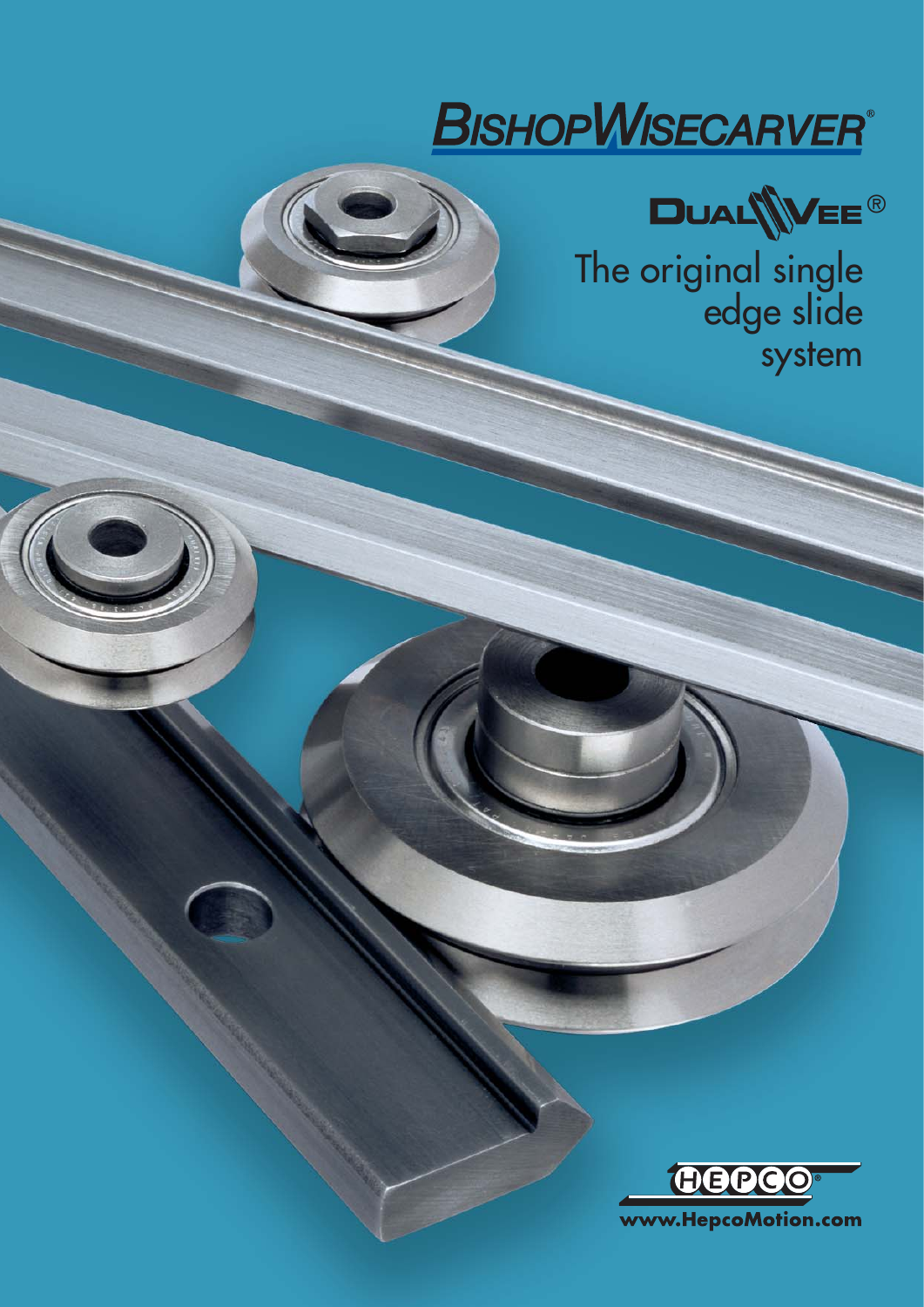# BISHOPWISECARVER®

## DUALVEE®

The original single edge slide system

HEPCO®

www.HepcoMotion.com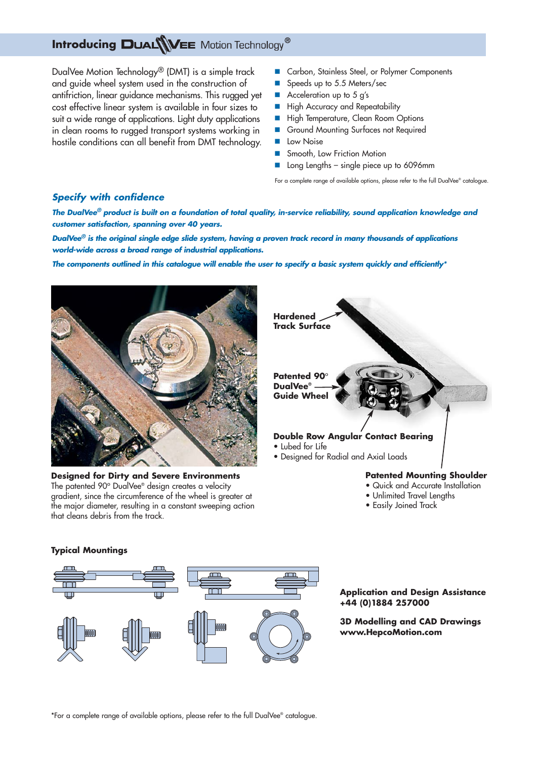## Introducing DualVee Motion Technology®

DualVee Motion Technology® (DMT) is a simple track and guide wheel system used in the construction of antifriction, linear guidance mechanisms. This rugged yet cost effective linear system is available in four sizes to suit a wide range of applications. Light duty applications in clean rooms to rugged transport systems working in hostile conditions can all benefit from DMT technology.

- Carbon, Stainless Steel, or Polymer Components
- Speeds up to 5.5 Meters/sec
- Acceleration up to 5 g's
- High Accuracy and Repeatability
- High Temperature, Clean Room Options
- Ground Mounting Surfaces not Required
- Low Noise
- Smooth, Low Friction Motion
- Long Lengths – single piece up to 6096mm

For a complete range of available options, please refer to the full DualVee® catalogue.

### *Specify with confidence*

***The DualVee® product is built on a foundation of total quality, in-service reliability, sound application knowledge and customer satisfaction, spanning over 40 years.***

***DualVee® is the original single edge slide system, having a proven track record in many thousands of applications world-wide across a broad range of industrial applications.***

***The components outlined in this catalogue will enable the user to specify a basic system quickly and efficiently****

**Designed for Dirty and Severe Environments**
The patented 90° DualVee® design creates a velocity gradient, since the circumference of the wheel is greater at the major diameter, resulting in a constant sweeping action that cleans debris from the track.

**Hardened Track Surface**

**Patented 90° DualVee® Guide Wheel**

**Double Row Angular Contact Bearing**
- Lubed for Life
- Designed for Radial and Axial Loads

**Patented Mounting Shoulder**
- Quick and Accurate Installation
- Unlimited Travel Lengths
- Easily Joined Track

**Typical Mountings**

**Application and Design Assistance**
**+44 (0)1884 257000**

**3D Modelling and CAD Drawings**
**www.HepcoMotion.com**

*For a complete range of available options, please refer to the full DualVee® catalogue.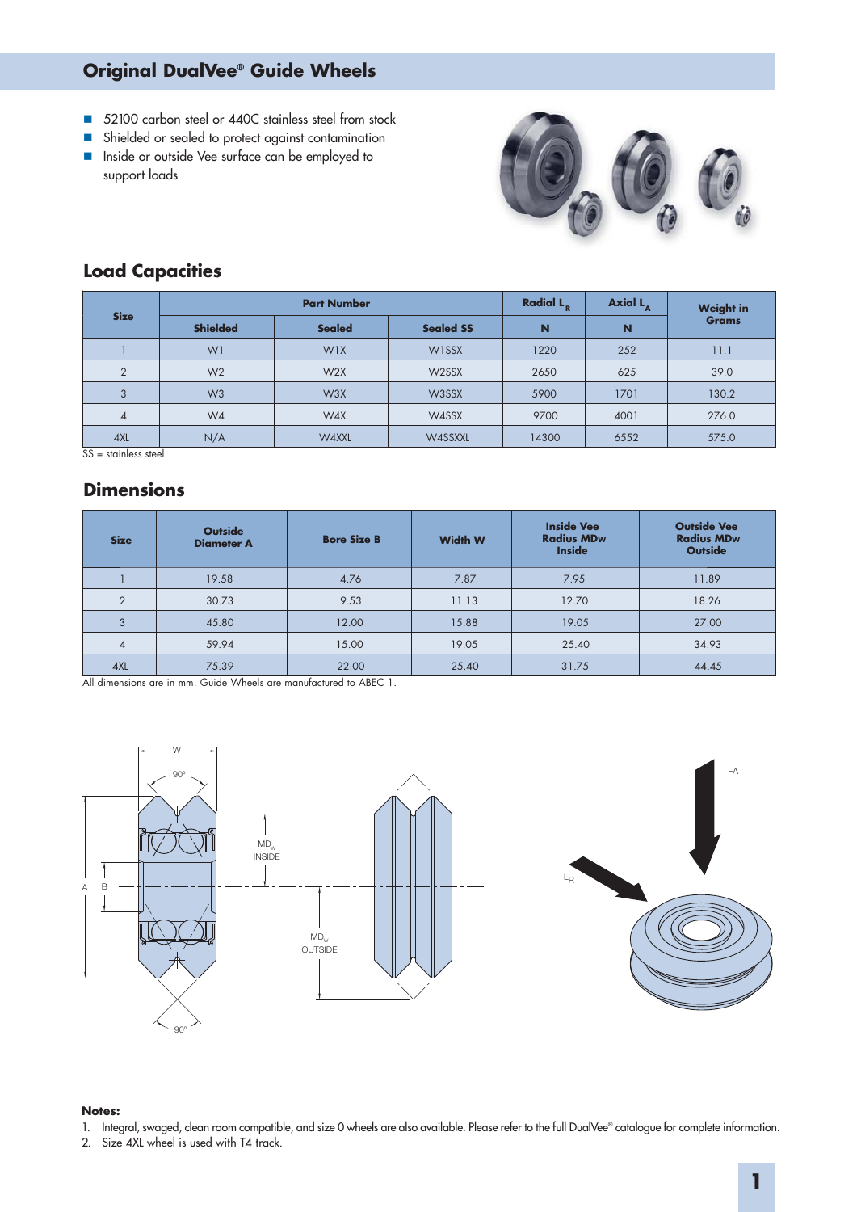# Original DualVee® Guide Wheels

- 52100 carbon steel or 440C stainless steel from stock
- Shielded or sealed to protect against contamination
- Inside or outside Vee surface can be employed to support loads

## Load Capacities

| Size | Part Number | | | Radial $L_R$ | Axial $L_A$ | Weight in Grams |
|---|---|---|---|---|---|---|
| | Shielded | Sealed | Sealed SS | N | N | |
| 1 | W1 | W1X | W1SSX | 1220 | 252 | 11.1 |
| 2 | W2 | W2X | W2SSX | 2650 | 625 | 39.0 |
| 3 | W3 | W3X | W3SSX | 5900 | 1701 | 130.2 |
| 4 | W4 | W4X | W4SSX | 9700 | 4001 | 276.0 |
| 4XL | N/A | W4XXL | W4SSXXL | 14300 | 6552 | 575.0 |

SS = stainless steel

## Dimensions

| Size | Outside Diameter A | Bore Size B | Width W | Inside Vee Radius MDw Inside | Outside Vee Radius MDw Outside |
|---|---|---|---|---|---|
| 1 | 19.58 | 4.76 | 7.87 | 7.95 | 11.89 |
| 2 | 30.73 | 9.53 | 11.13 | 12.70 | 18.26 |
| 3 | 45.80 | 12.00 | 15.88 | 19.05 | 27.00 |
| 4 | 59.94 | 15.00 | 19.05 | 25.40 | 34.93 |
| 4XL | 75.39 | 22.00 | 25.40 | 31.75 | 44.45 |

All dimensions are in mm. Guide Wheels are manufactured to ABEC 1.

**Notes:**

1. Integral, swaged, clean room compatible, and size 0 wheels are also available. Please refer to the full DualVee® catalogue for complete information.
2. Size 4XL wheel is used with T4 track.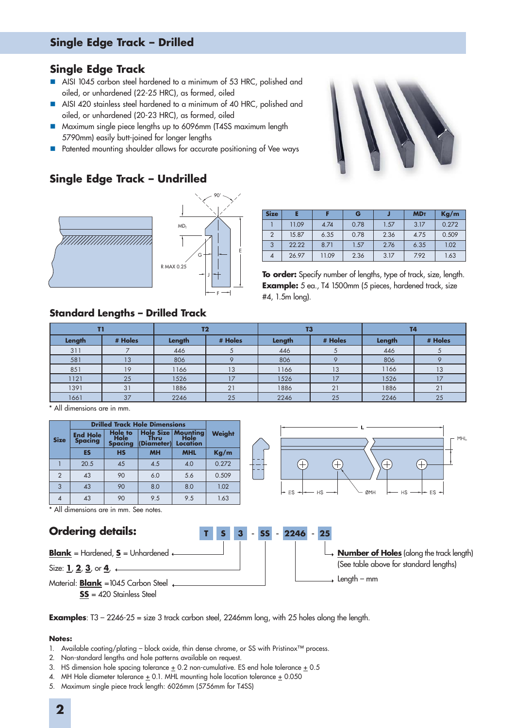## Single Edge Track – Drilled

### Single Edge Track

- AISI 1045 carbon steel hardened to a minimum of 53 HRC, polished and oiled, or unhardened (22-25 HRC), as formed, oiled
- AISI 420 stainless steel hardened to a minimum of 40 HRC, polished and oiled, or unhardened (20-23 HRC), as formed, oiled
- Maximum single piece lengths up to 6096mm (T4SS maximum length 5790mm) easily butt-joined for longer lengths
- Patented mounting shoulder allows for accurate positioning of Vee ways

### Single Edge Track – Undrilled

| Size | E | F | G | J | MDT | Kg/m |
|---|---|---|---|---|---|---|
| 1 | 11.09 | 4.74 | 0.78 | 1.57 | 3.17 | 0.272 |
| 2 | 15.87 | 6.35 | 0.78 | 2.36 | 4.75 | 0.509 |
| 3 | 22.22 | 8.71 | 1.57 | 2.76 | 6.35 | 1.02 |
| 4 | 26.97 | 11.09 | 2.36 | 3.17 | 7.92 | 1.63 |

**To order:** Specify number of lengths, type of track, size, length. **Example:** 5 ea., T4 1500mm (5 pieces, hardened track, size #4, 1.5m long).

### Standard Lengths – Drilled Track

| T1 | | T2 | | T3 | | T4 | |
|---|---|---|---|---|---|---|---|
| Length | # Holes | Length | # Holes | Length | # Holes | Length | # Holes |
| 311 | 7 | 446 | 5 | 446 | 5 | 446 | 5 |
| 581 | 13 | 806 | 9 | 806 | 9 | 806 | 9 |
| 851 | 19 | 1166 | 13 | 1166 | 13 | 1166 | 13 |
| 1121 | 25 | 1526 | 17 | 1526 | 17 | 1526 | 17 |
| 1391 | 31 | 1886 | 21 | 1886 | 21 | 1886 | 21 |
| 1661 | 37 | 2246 | 25 | 2246 | 25 | 2246 | 25 |

\* All dimensions are in mm.

| Size | Drilled Track Hole Dimensions | | | | Weight |
|---|---|---|---|---|---|
| | End Hole Spacing | Hole to Hole Spacing | Hole Size Thru Hole (Diameter) | Mounting Hole Location | |
| | ES | HS | MH | MHL | Kg/m |
| 1 | 20.5 | 45 | 4.5 | 4.0 | 0.272 |
| 2 | 43 | 90 | 6.0 | 5.6 | 0.509 |
| 3 | 43 | 90 | 8.0 | 8.0 | 1.02 |
| 4 | 43 | 90 | 9.5 | 9.5 | 1.63 |

\* All dimensions are in mm. See notes.

## Ordering details:

**T S 3 - SS - 2246 - 25**

- **Blank** = Hardened, **S** = Unhardened
- Size: **1**, **2**, **3**, or **4**,
- Material: **Blank** =1045 Carbon Steel, **SS** = 420 Stainless Steel
- Length – mm
- **Number of Holes** (along the track length) (See table above for standard lengths)

**Examples**: T3 – 2246-25 = size 3 track carbon steel, 2246mm long, with 25 holes along the length.

**Notes:**

1. Available coating/plating – block oxide, thin dense chrome, or SS with Pristinox™ process.
2. Non-standard lengths and hole patterns available on request.
3. HS dimension hole spacing tolerance ± 0.2 non-cumulative. ES end hole tolerance ± 0.5
4. MH Hole diameter tolerance ± 0.1. MHL mounting hole location tolerance ± 0.050
5. Maximum single piece track length: 6026mm (5756mm for T4SS)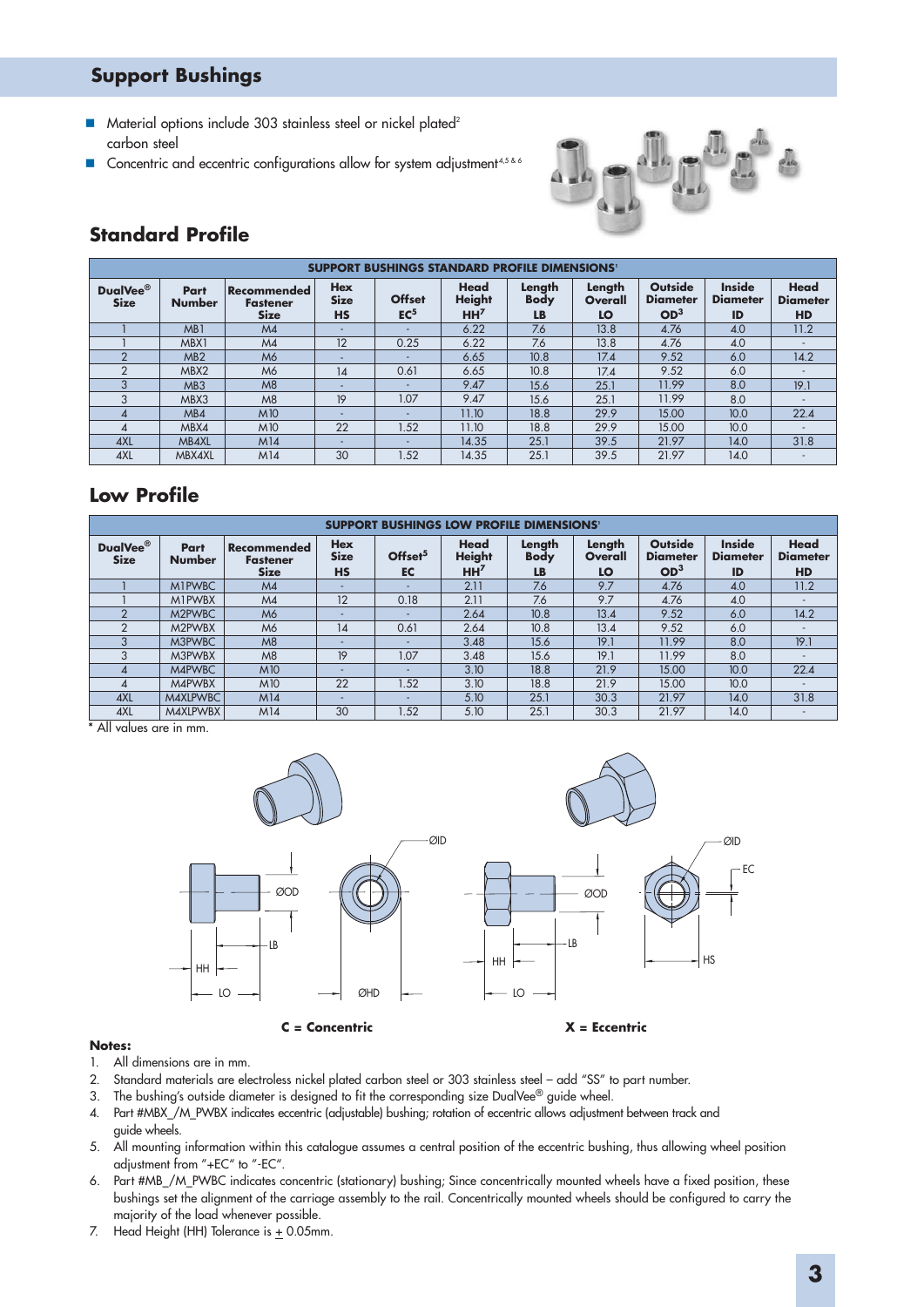# Support Bushings

- Material options include 303 stainless steel or nickel plated[2] carbon steel
- Concentric and eccentric configurations allow for system adjustment[4,5 & 6]

## Standard Profile

| SUPPORT BUSHINGS STANDARD PROFILE DIMENSIONS[1] | | | | | | | | | | |
|---|---|---|---|---|---|---|---|---|---|---|
| DualVee® Size | Part Number | Recommended Fastener Size | Hex Size HS | Offset EC[5] | Head Height HH[7] | Length Body LB | Length Overall LO | Outside Diameter OD[3] | Inside Diameter ID | Head Diameter HD |
| 1 | MB1 | M4 | - | - | 6.22 | 7.6 | 13.8 | 4.76 | 4.0 | 11.2 |
| 1 | MBX1 | M4 | 12 | 0.25 | 6.22 | 7.6 | 13.8 | 4.76 | 4.0 | - |
| 2 | MB2 | M6 | - | - | 6.65 | 10.8 | 17.4 | 9.52 | 6.0 | 14.2 |
| 2 | MBX2 | M6 | 14 | 0.61 | 6.65 | 10.8 | 17.4 | 9.52 | 6.0 | - |
| 3 | MB3 | M8 | - | - | 9.47 | 15.6 | 25.1 | 11.99 | 8.0 | 19.1 |
| 3 | MBX3 | M8 | 19 | 1.07 | 9.47 | 15.6 | 25.1 | 11.99 | 8.0 | - |
| 4 | MB4 | M10 | - | - | 11.10 | 18.8 | 29.9 | 15.00 | 10.0 | 22.4 |
| 4 | MBX4 | M10 | 22 | 1.52 | 11.10 | 18.8 | 29.9 | 15.00 | 10.0 | - |
| 4XL | MB4XL | M14 | - | - | 14.35 | 25.1 | 39.5 | 21.97 | 14.0 | 31.8 |
| 4XL | MBX4XL | M14 | 30 | 1.52 | 14.35 | 25.1 | 39.5 | 21.97 | 14.0 | - |

## Low Profile

| SUPPORT BUSHINGS LOW PROFILE DIMENSIONS[1] | | | | | | | | | | |
|---|---|---|---|---|---|---|---|---|---|---|
| DualVee® Size | Part Number | Recommended Fastener Size | Hex Size HS | Offset[5] EC | Head Height HH[7] | Length Body LB | Length Overall LO | Outside Diameter OD[3] | Inside Diameter ID | Head Diameter HD |
| 1 | M1PWBC | M4 | - | - | 2.11 | 7.6 | 9.7 | 4.76 | 4.0 | 11.2 |
| 1 | M1PWBX | M4 | 12 | 0.18 | 2.11 | 7.6 | 9.7 | 4.76 | 4.0 | - |
| 2 | M2PWBC | M6 | - | - | 2.64 | 10.8 | 13.4 | 9.52 | 6.0 | 14.2 |
| 2 | M2PWBX | M6 | 14 | 0.61 | 2.64 | 10.8 | 13.4 | 9.52 | 6.0 | - |
| 3 | M3PWBC | M8 | - | - | 3.48 | 15.6 | 19.1 | 11.99 | 8.0 | 19.1 |
| 3 | M3PWBX | M8 | 19 | 1.07 | 3.48 | 15.6 | 19.1 | 11.99 | 8.0 | - |
| 4 | M4PWBC | M10 | - | - | 3.10 | 18.8 | 21.9 | 15.00 | 10.0 | 22.4 |
| 4 | M4PWBX | M10 | 22 | 1.52 | 3.10 | 18.8 | 21.9 | 15.00 | 10.0 | - |
| 4XL | M4XLPWBC | M14 | - | - | 5.10 | 25.1 | 30.3 | 21.97 | 14.0 | 31.8 |
| 4XL | M4XLPWBX | M14 | 30 | 1.52 | 5.10 | 25.1 | 30.3 | 21.97 | 14.0 | - |

* All values are in mm.

ØID ØOD LB HH LO ØHD — C = Concentric

ØID EC ØOD LB HH LO HS — X = Eccentric

**Notes:**

1. All dimensions are in mm.
2. Standard materials are electroless nickel plated carbon steel or 303 stainless steel – add "SS" to part number.
3. The bushing's outside diameter is designed to fit the corresponding size DualVee® guide wheel.
4. Part #MBX_/M_PWBX indicates eccentric (adjustable) bushing; rotation of eccentric allows adjustment between track and guide wheels.
5. All mounting information within this catalogue assumes a central position of the eccentric bushing, thus allowing wheel position adjustment from "+EC" to "-EC".
6. Part #MB_/M_PWBC indicates concentric (stationary) bushing; Since concentrically mounted wheels have a fixed position, these bushings set the alignment of the carriage assembly to the rail. Concentrically mounted wheels should be configured to carry the majority of the load whenever possible.
7. Head Height (HH) Tolerance is ± 0.05mm.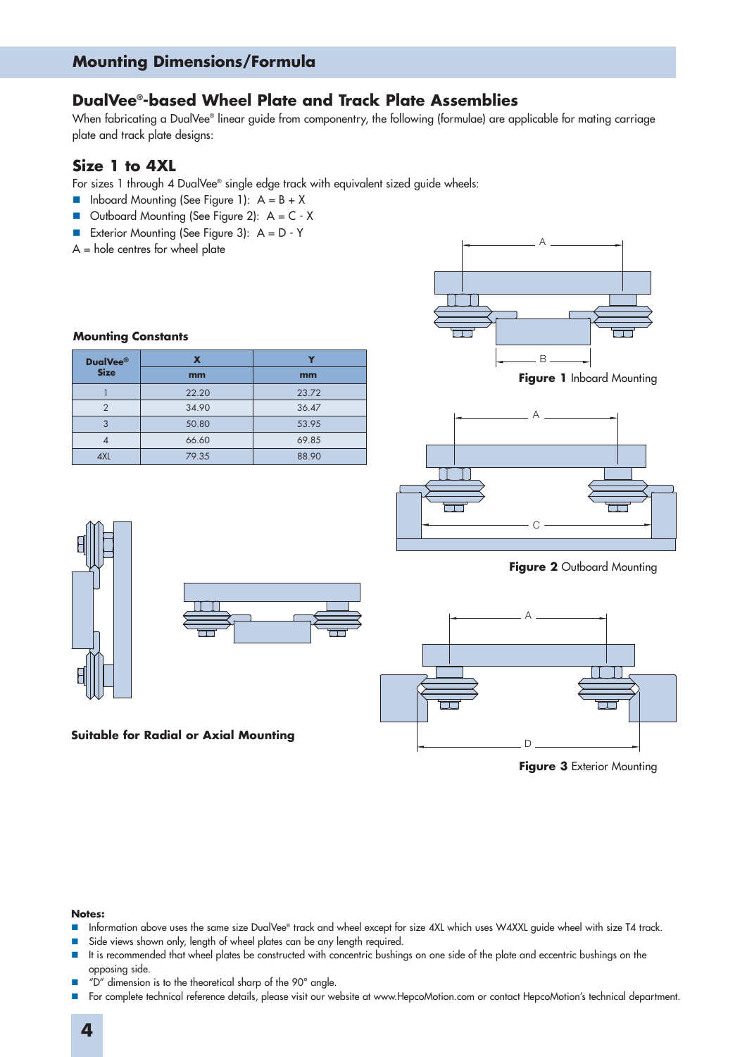# Mounting Dimensions/Formula

## DualVee®-based Wheel Plate and Track Plate Assemblies

When fabricating a DualVee® linear guide from componentry, the following (formulae) are applicable for mating carriage plate and track plate designs:

## Size 1 to 4XL

For sizes 1 through 4 DualVee® single edge track with equivalent sized guide wheels:

- Inboard Mounting (See Figure 1): A = B + X
- Outboard Mounting (See Figure 2): A = C - X
- Exterior Mounting (See Figure 3): A = D - Y

A = hole centres for wheel plate

**Mounting Constants**

| DualVee® Size | X mm | Y mm |
|---|---|---|
| 1 | 22.20 | 23.72 |
| 2 | 34.90 | 36.47 |
| 3 | 50.80 | 53.95 |
| 4 | 66.60 | 69.85 |
| 4XL | 79.35 | 88.90 |

**Figure 1** Inboard Mounting

**Figure 2** Outboard Mounting

**Figure 3** Exterior Mounting

**Suitable for Radial or Axial Mounting**

**Notes:**

- Information above uses the same size DualVee® track and wheel except for size 4XL which uses W4XXL guide wheel with size T4 track.
- Side views shown only, length of wheel plates can be any length required.
- It is recommended that wheel plates be constructed with concentric bushings on one side of the plate and eccentric bushings on the opposing side.
- "D" dimension is to the theoretical sharp of the 90° angle.
- For complete technical reference details, please visit our website at www.HepcoMotion.com or contact HepcoMotion's technical department.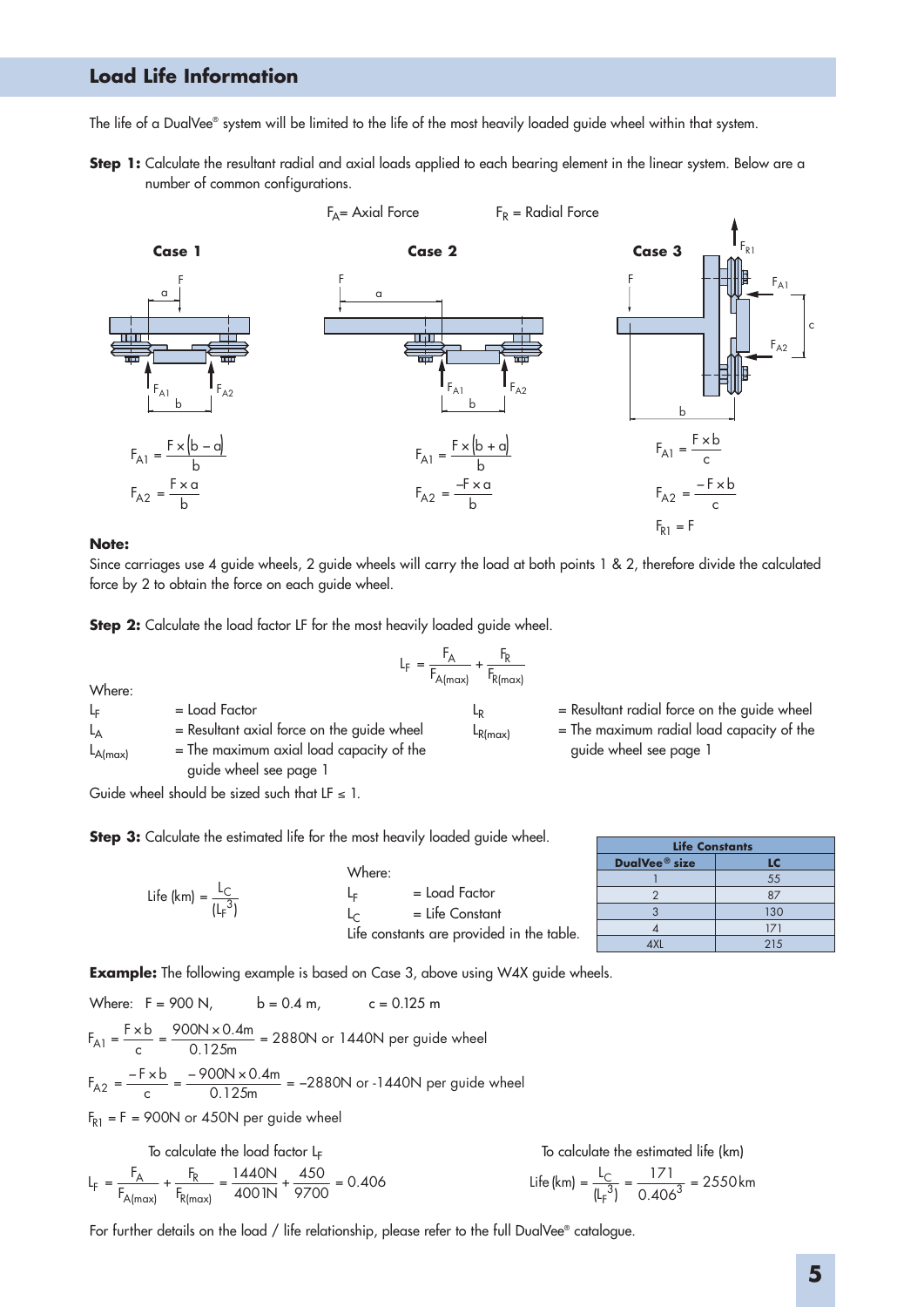## Load Life Information

The life of a DualVee® system will be limited to the life of the most heavily loaded guide wheel within that system.

**Step 1:** Calculate the resultant radial and axial loads applied to each bearing element in the linear system. Below are a number of common configurations.

$F_A$= Axial Force $F_R$ = Radial Force

**Case 1**

$$F_{A1} = \frac{F \times (b - a)}{b}$$

$$F_{A2} = \frac{F \times a}{b}$$

**Case 2**

$$F_{A1} = \frac{F \times (b + a)}{b}$$

$$F_{A2} = \frac{-F \times a}{b}$$

**Case 3**

$$F_{A1} = \frac{F \times b}{c}$$

$$F_{A2} = \frac{-F \times b}{c}$$

$$F_{R1} = F$$

**Note:**
Since carriages use 4 guide wheels, 2 guide wheels will carry the load at both points 1 & 2, therefore divide the calculated force by 2 to obtain the force on each guide wheel.

**Step 2:** Calculate the load factor LF for the most heavily loaded guide wheel.

$$L_F = \frac{F_A}{F_{A(max)}} + \frac{F_R}{F_{R(max)}}$$

Where:

$L_F$ = Load Factor

$L_A$ = Resultant axial force on the guide wheel

$L_{A(max)}$ = The maximum axial load capacity of the guide wheel see page 1

$L_R$ = Resultant radial force on the guide wheel

$L_{R(max)}$ = The maximum radial load capacity of the guide wheel see page 1

Guide wheel should be sized such that LF ≤ 1.

**Step 3:** Calculate the estimated life for the most heavily loaded guide wheel.

$$\text{Life (km)} = \frac{L_C}{(L_F^3)}$$

Where:

$L_F$ = Load Factor

$L_C$ = Life Constant

Life constants are provided in the table.

| Life Constants | |
|---|---|
| DualVee® size | LC |
| 1 | 55 |
| 2 | 87 |
| 3 | 130 |
| 4 | 171 |
| 4XL | 215 |

**Example:** The following example is based on Case 3, above using W4X guide wheels.

Where: F = 900 N, b = 0.4 m, c = 0.125 m

$$F_{A1} = \frac{F \times b}{c} = \frac{900N \times 0.4m}{0.125m} = 2880N \text{ or } 1440N \text{ per guide wheel}$$

$$F_{A2} = \frac{-F \times b}{c} = \frac{-900N \times 0.4m}{0.125m} = -2880N \text{ or } -1440N \text{ per guide wheel}$$

$F_{R1}$ = F = 900N or 450N per guide wheel

To calculate the load factor $L_F$

$$L_F = \frac{F_A}{F_{A(max)}} + \frac{F_R}{F_{R(max)}} = \frac{1440N}{4001N} + \frac{450}{9700} = 0.406$$

To calculate the estimated life (km)

$$\text{Life (km)} = \frac{L_C}{(L_F^3)} = \frac{171}{0.406^3} = 2550\text{km}$$

For further details on the load / life relationship, please refer to the full DualVee® catalogue.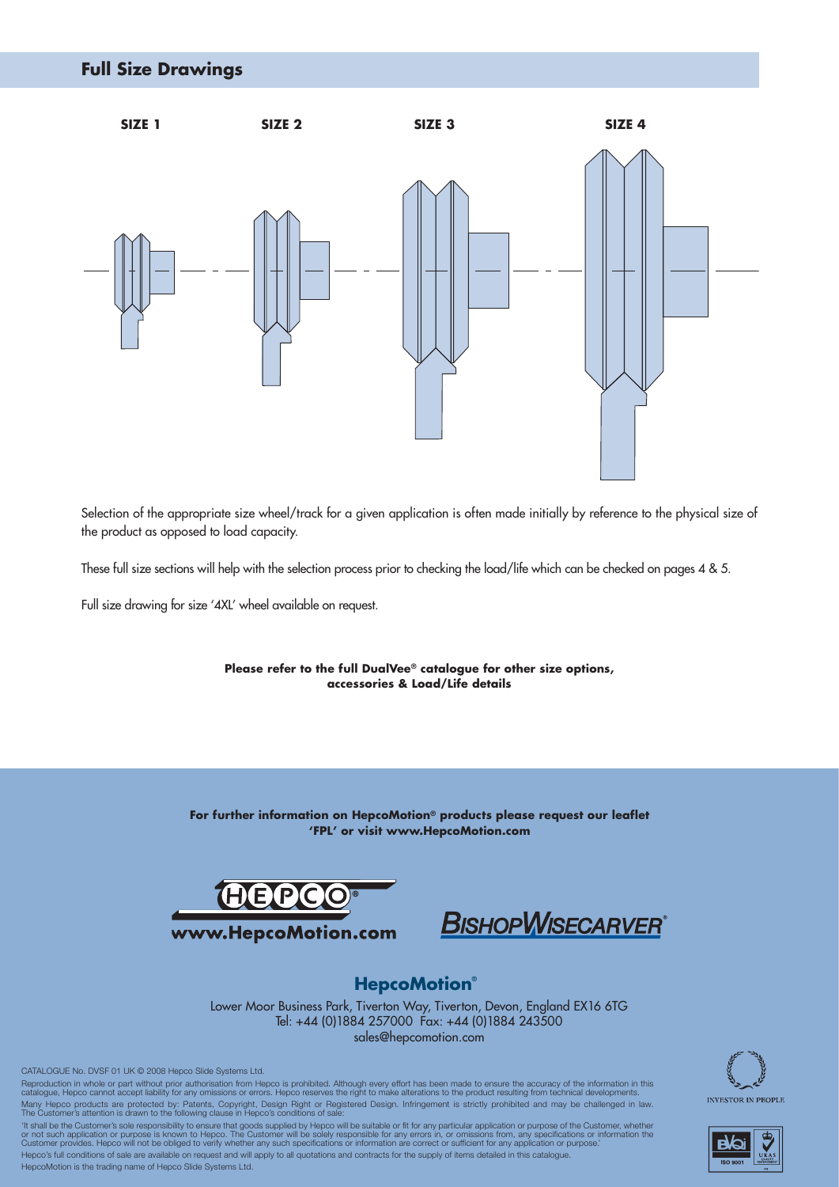## Full Size Drawings

SIZE 1

SIZE 2

SIZE 3

SIZE 4

Selection of the appropriate size wheel/track for a given application is often made initially by reference to the physical size of the product as opposed to load capacity.

These full size sections will help with the selection process prior to checking the load/life which can be checked on pages 4 & 5.

Full size drawing for size '4XL' wheel available on request.

**Please refer to the full DualVee® catalogue for other size options, accessories & Load/Life details**

**For further information on HepcoMotion® products please request our leaflet 'FPL' or visit www.HepcoMotion.com**

HEPCO®

**www.HepcoMotion.com**

BISHOPWISECARVER®

**HepcoMotion®**

Lower Moor Business Park, Tiverton Way, Tiverton, Devon, England EX16 6TG
Tel: +44 (0)1884 257000 Fax: +44 (0)1884 243500
sales@hepcomotion.com

CATALOGUE No. DVSF 01 UK © 2008 Hepco Slide Systems Ltd.

Reproduction in whole or part without prior authorisation from Hepco is prohibited. Although every effort has been made to ensure the accuracy of the information in this catalogue, Hepco cannot accept liability for any omissions or errors. Hepco reserves the right to make alterations to the product resulting from technical developments.

Many Hepco products are protected by: Patents, Copyright, Design Right or Registered Design. Infringement is strictly prohibited and may be challenged in law. The Customer's attention is drawn to the following clause in Hepco's conditions of sale:

'It shall be the Customer's sole responsibility to ensure that goods supplied by Hepco will be suitable or fit for any particular application or purpose of the Customer, whether or not such application or purpose is known to Hepco. The Customer will be solely responsible for any errors in, or omissions from, any specifications or information the Customer provides. Hepco will not be obliged to verify whether any such specifications or information are correct or sufficient for any application or purpose.'

Hepco's full conditions of sale are available on request and will apply to all quotations and contracts for the supply of items detailed in this catalogue.

HepcoMotion is the trading name of Hepco Slide Systems Ltd.

INVESTOR IN PEOPLE

ISO 9001